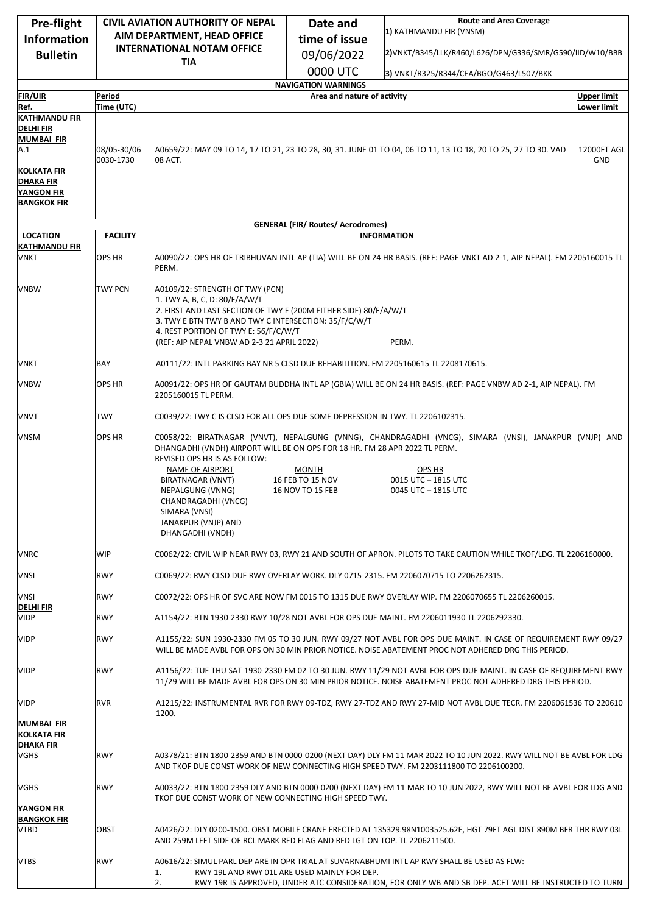| Pre-flight Information Bulletin | CIVIL AVIATION AUTHORITY OF NEPAL AIM DEPARTMENT, HEAD OFFICE INTERNATIONAL NOTAM OFFICE TIA | Date and time of issue 09/06/2022 0000 UTC | Route and Area Coverage 1) KATHMANDU FIR (VNSM) 2)VNKT/B345/LLK/R460/L626/DPN/G336/SMR/G590/IID/W10/BBB 3) VNKT/R325/R344/CEA/BGO/G463/L507/BKK |
|---|---|---|---|

**NAVIGATION WARNINGS**

| FIR/UIR Ref. | Period Time (UTC) | Area and nature of activity | Upper limit Lower limit |
|---|---|---|---|
| KATHMANDU FIR DELHI FIR MUMBAI FIR A.1 KOLKATA FIR DHAKA FIR YANGON FIR BANGKOK FIR | 08/05-30/06 0030-1730 | A0659/22: MAY 09 TO 14, 17 TO 21, 23 TO 28, 30, 31. JUNE 01 TO 04, 06 TO 11, 13 TO 18, 20 TO 25, 27 TO 30. VAD 08 ACT. | 12000FT AGL GND |

**GENERAL (FIR/ Routes/ Aerodromes)**

| LOCATION | FACILITY | INFORMATION |
|---|---|---|
| **KATHMANDU FIR** | | |
| VNKT | OPS HR | A0090/22: OPS HR OF TRIBHUVAN INTL AP (TIA) WILL BE ON 24 HR BASIS. (REF: PAGE VNKT AD 2-1, AIP NEPAL). FM 2205160015 TL PERM. |
| VNBW | TWY PCN | A0109/22: STRENGTH OF TWY (PCN)<br>1. TWY A, B, C, D: 80/F/A/W/T<br>2. FIRST AND LAST SECTION OF TWY E (200M EITHER SIDE) 80/F/A/W/T<br>3. TWY E BTN TWY B AND TWY C INTERSECTION: 35/F/C/W/T<br>4. REST PORTION OF TWY E: 56/F/C/W/T<br>(REF: AIP NEPAL VNBW AD 2-3 21 APRIL 2022) PERM. |
| VNKT | BAY | A0111/22: INTL PARKING BAY NR 5 CLSD DUE REHABILITION. FM 2205160615 TL 2208170615. |
| VNBW | OPS HR | A0091/22: OPS HR OF GAUTAM BUDDHA INTL AP (GBIA) WILL BE ON 24 HR BASIS. (REF: PAGE VNBW AD 2-1, AIP NEPAL). FM 2205160015 TL PERM. |
| VNVT | TWY | C0039/22: TWY C IS CLSD FOR ALL OPS DUE SOME DEPRESSION IN TWY. TL 2206102315. |
| VNSM | OPS HR | C0058/22: BIRATNAGAR (VNVT), NEPALGUNG (VNNG), CHANDRAGADHI (VNCG), SIMARA (VNSI), JANAKPUR (VNJP) AND DHANGADHI (VNDH) AIRPORT WILL BE ON OPS FOR 18 HR. FM 28 APR 2022 TL PERM.<br>REVISED OPS HR IS AS FOLLOW:<br>NAME OF AIRPORT — MONTH — OPS HR<br>BIRATNAGAR (VNVT), NEPALGUNG (VNNG), CHANDRAGADHI (VNCG), SIMARA (VNSI), JANAKPUR (VNJP) AND DHANGADHI (VNDH):<br>16 FEB TO 15 NOV — 0015 UTC – 1815 UTC<br>16 NOV TO 15 FEB — 0045 UTC – 1815 UTC |
| VNRC | WIP | C0062/22: CIVIL WIP NEAR RWY 03, RWY 21 AND SOUTH OF APRON. PILOTS TO TAKE CAUTION WHILE TKOF/LDG. TL 2206160000. |
| VNSI | RWY | C0069/22: RWY CLSD DUE RWY OVERLAY WORK. DLY 0715-2315. FM 2206070715 TO 2206262315. |
| VNSI | RWY | C0072/22: OPS HR OF SVC ARE NOW FM 0015 TO 1315 DUE RWY OVERLAY WIP. FM 2206070655 TL 2206260015. |
| **DELHI FIR** | | |
| VIDP | RWY | A1154/22: BTN 1930-2330 RWY 10/28 NOT AVBL FOR OPS DUE MAINT. FM 2206011930 TL 2206292330. |
| VIDP | RWY | A1155/22: SUN 1930-2330 FM 05 TO 30 JUN. RWY 09/27 NOT AVBL FOR OPS DUE MAINT. IN CASE OF REQUIREMENT RWY 09/27 WILL BE MADE AVBL FOR OPS ON 30 MIN PRIOR NOTICE. NOISE ABATEMENT PROC NOT ADHERED DRG THIS PERIOD. |
| VIDP | RWY | A1156/22: TUE THU SAT 1930-2330 FM 02 TO 30 JUN. RWY 11/29 NOT AVBL FOR OPS DUE MAINT. IN CASE OF REQUIREMENT RWY 11/29 WILL BE MADE AVBL FOR OPS ON 30 MIN PRIOR NOTICE. NOISE ABATEMENT PROC NOT ADHERED DRG THIS PERIOD. |
| VIDP | RVR | A1215/22: INSTRUMENTAL RVR FOR RWY 09-TDZ, RWY 27-TDZ AND RWY 27-MID NOT AVBL DUE TECR. FM 2206061536 TO 220610 1200. |
| **MUMBAI FIR** | | |
| **KOLKATA FIR** | | |
| **DHAKA FIR** | | |
| VGHS | RWY | A0378/21: BTN 1800-2359 AND BTN 0000-0200 (NEXT DAY) DLY FM 11 MAR 2022 TO 10 JUN 2022. RWY WILL NOT BE AVBL FOR LDG AND TKOF DUE CONST WORK OF NEW CONNECTING HIGH SPEED TWY. FM 2203111800 TO 2206100200. |
| VGHS | RWY | A0033/22: BTN 1800-2359 DLY AND BTN 0000-0200 (NEXT DAY) FM 11 MAR TO 10 JUN 2022, RWY WILL NOT BE AVBL FOR LDG AND TKOF DUE CONST WORK OF NEW CONNECTING HIGH SPEED TWY. |
| **YANGON FIR** | | |
| **BANGKOK FIR** | | |
| VTBD | OBST | A0426/22: DLY 0200-1500. OBST MOBILE CRANE ERECTED AT 135329.98N1003525.62E, HGT 79FT AGL DIST 890M BFR THR RWY 03L AND 259M LEFT SIDE OF RCL MARK RED FLAG AND RED LGT ON TOP. TL 2206211500. |
| VTBS | RWY | A0616/22: SIMUL PARL DEP ARE IN OPR TRIAL AT SUVARNABHUMI INTL AP RWY SHALL BE USED AS FLW:<br>1. RWY 19L AND RWY 01L ARE USED MAINLY FOR DEP.<br>2. RWY 19R IS APPROVED, UNDER ATC CONSIDERATION, FOR ONLY WB AND SB DEP. ACFT WILL BE INSTRUCTED TO TURN |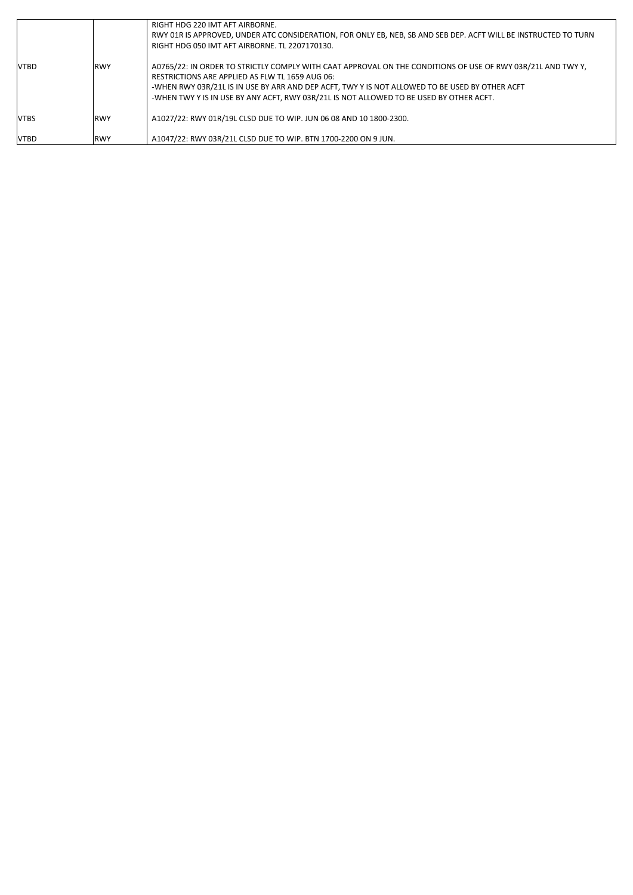| | | |
|---|---|---|
| | | RIGHT HDG 220 IMT AFT AIRBORNE.<br>RWY 01R IS APPROVED, UNDER ATC CONSIDERATION, FOR ONLY EB, NEB, SB AND SEB DEP. ACFT WILL BE INSTRUCTED TO TURN RIGHT HDG 050 IMT AFT AIRBORNE. TL 2207170130. |
| VTBD | RWY | A0765/22: IN ORDER TO STRICTLY COMPLY WITH CAAT APPROVAL ON THE CONDITIONS OF USE OF RWY 03R/21L AND TWY Y, RESTRICTIONS ARE APPLIED AS FLW TL 1659 AUG 06:<br>-WHEN RWY 03R/21L IS IN USE BY ARR AND DEP ACFT, TWY Y IS NOT ALLOWED TO BE USED BY OTHER ACFT<br>-WHEN TWY Y IS IN USE BY ANY ACFT, RWY 03R/21L IS NOT ALLOWED TO BE USED BY OTHER ACFT. |
| VTBS | RWY | A1027/22: RWY 01R/19L CLSD DUE TO WIP. JUN 06 08 AND 10 1800-2300. |
| VTBD | RWY | A1047/22: RWY 03R/21L CLSD DUE TO WIP. BTN 1700-2200 ON 9 JUN. |